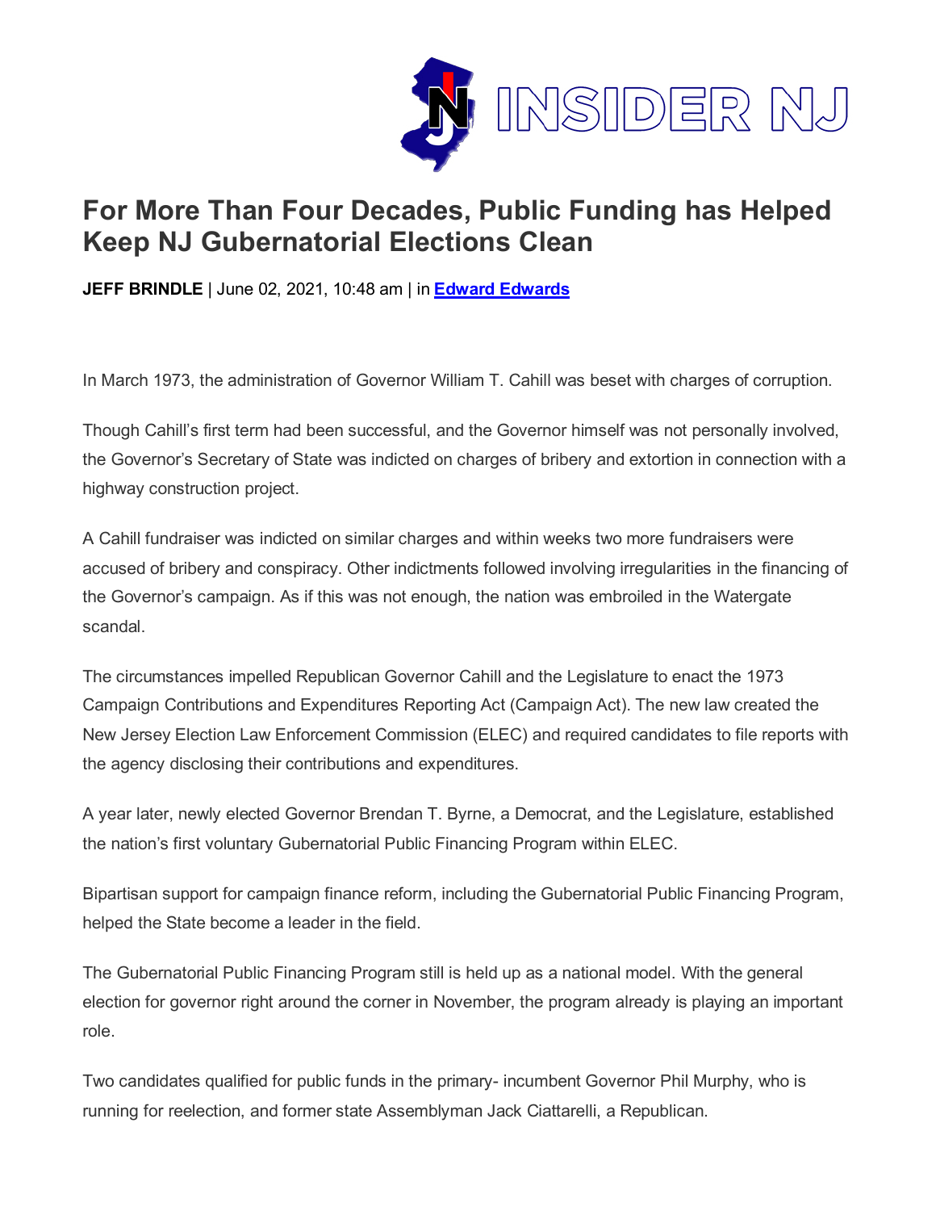# For More Than Four Decades, Public Funding has Helped Keep NJ Gubernatorial Elections Clean

**JEFF BRINDLE** | June 02, 2021, 10:48 am | in **Edward Edwards**

In March 1973, the administration of Governor William T. Cahill was beset with charges of corruption.

Though Cahill's first term had been successful, and the Governor himself was not personally involved, the Governor's Secretary of State was indicted on charges of bribery and extortion in connection with a highway construction project.

A Cahill fundraiser was indicted on similar charges and within weeks two more fundraisers were accused of bribery and conspiracy. Other indictments followed involving irregularities in the financing of the Governor's campaign. As if this was not enough, the nation was embroiled in the Watergate scandal.

The circumstances impelled Republican Governor Cahill and the Legislature to enact the 1973 Campaign Contributions and Expenditures Reporting Act (Campaign Act). The new law created the New Jersey Election Law Enforcement Commission (ELEC) and required candidates to file reports with the agency disclosing their contributions and expenditures.

A year later, newly elected Governor Brendan T. Byrne, a Democrat, and the Legislature, established the nation's first voluntary Gubernatorial Public Financing Program within ELEC.

Bipartisan support for campaign finance reform, including the Gubernatorial Public Financing Program, helped the State become a leader in the field.

The Gubernatorial Public Financing Program still is held up as a national model. With the general election for governor right around the corner in November, the program already is playing an important role.

Two candidates qualified for public funds in the primary- incumbent Governor Phil Murphy, who is running for reelection, and former state Assemblyman Jack Ciattarelli, a Republican.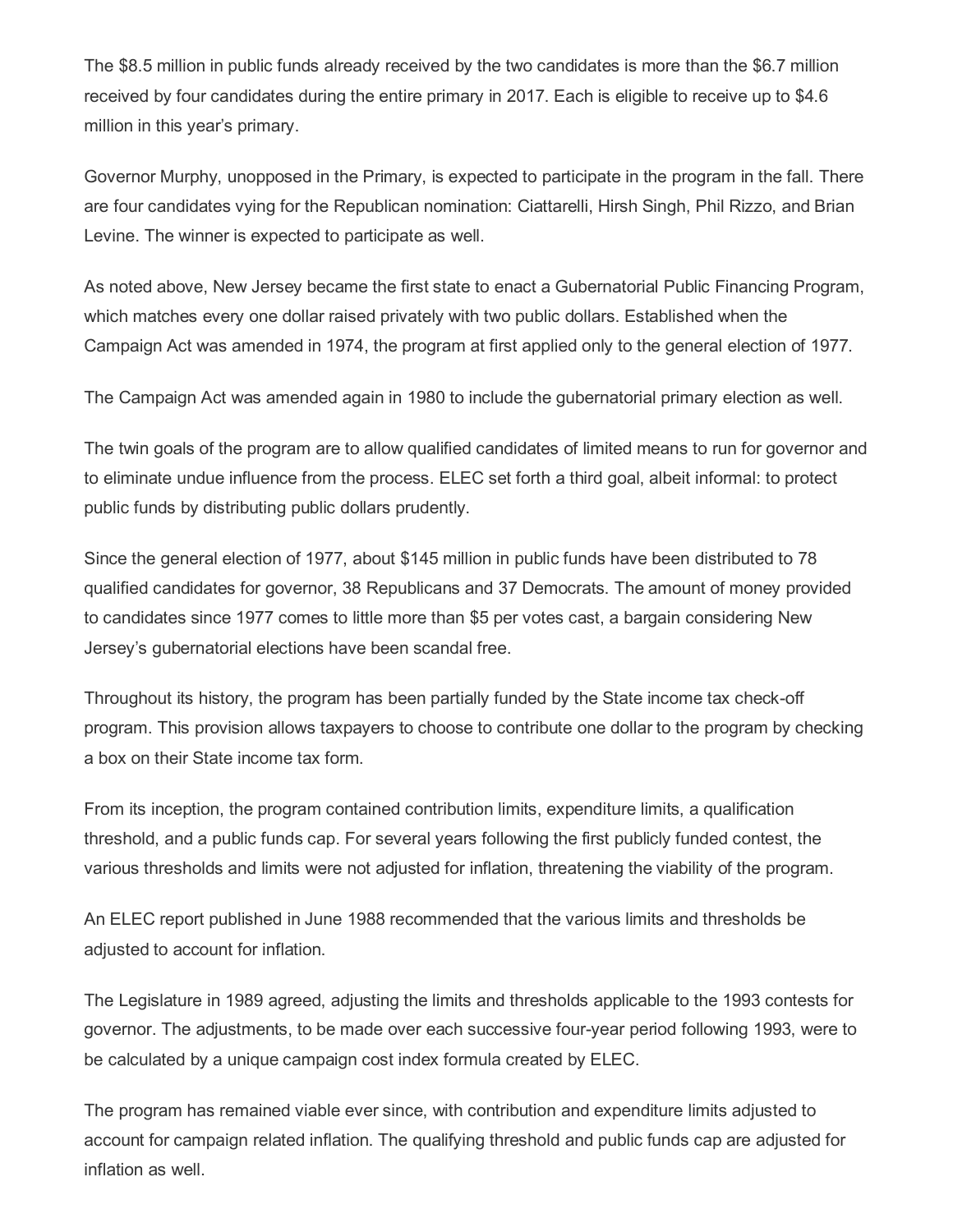The $8.5 million in public funds already received by the two candidates is more than the $6.7 million received by four candidates during the entire primary in 2017. Each is eligible to receive up to $4.6 million in this year's primary.

Governor Murphy, unopposed in the Primary, is expected to participate in the program in the fall. There are four candidates vying for the Republican nomination: Ciattarelli, Hirsh Singh, Phil Rizzo, and Brian Levine. The winner is expected to participate as well.

As noted above, New Jersey became the first state to enact a Gubernatorial Public Financing Program, which matches every one dollar raised privately with two public dollars. Established when the Campaign Act was amended in 1974, the program at first applied only to the general election of 1977.

The Campaign Act was amended again in 1980 to include the gubernatorial primary election as well.

The twin goals of the program are to allow qualified candidates of limited means to run for governor and to eliminate undue influence from the process. ELEC set forth a third goal, albeit informal: to protect public funds by distributing public dollars prudently.

Since the general election of 1977, about $145 million in public funds have been distributed to 78 qualified candidates for governor, 38 Republicans and 37 Democrats. The amount of money provided to candidates since 1977 comes to little more than $5 per votes cast, a bargain considering New Jersey's gubernatorial elections have been scandal free.

Throughout its history, the program has been partially funded by the State income tax check-off program. This provision allows taxpayers to choose to contribute one dollar to the program by checking a box on their State income tax form.

From its inception, the program contained contribution limits, expenditure limits, a qualification threshold, and a public funds cap. For several years following the first publicly funded contest, the various thresholds and limits were not adjusted for inflation, threatening the viability of the program.

An ELEC report published in June 1988 recommended that the various limits and thresholds be adjusted to account for inflation.

The Legislature in 1989 agreed, adjusting the limits and thresholds applicable to the 1993 contests for governor. The adjustments, to be made over each successive four-year period following 1993, were to be calculated by a unique campaign cost index formula created by ELEC.

The program has remained viable ever since, with contribution and expenditure limits adjusted to account for campaign related inflation. The qualifying threshold and public funds cap are adjusted for inflation as well.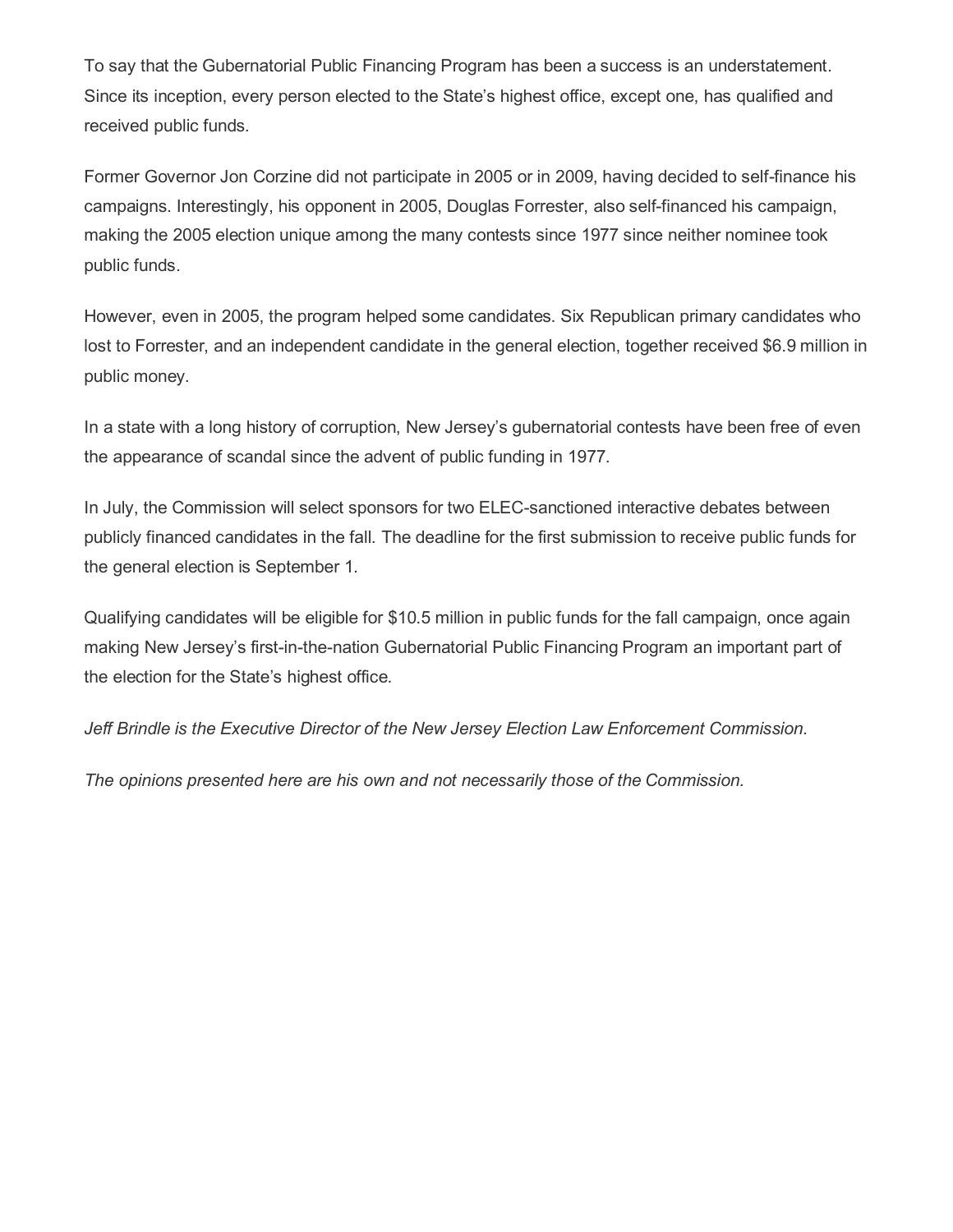To say that the Gubernatorial Public Financing Program has been a success is an understatement. Since its inception, every person elected to the State's highest office, except one, has qualified and received public funds.

Former Governor Jon Corzine did not participate in 2005 or in 2009, having decided to self-finance his campaigns. Interestingly, his opponent in 2005, Douglas Forrester, also self-financed his campaign, making the 2005 election unique among the many contests since 1977 since neither nominee took public funds.

However, even in 2005, the program helped some candidates. Six Republican primary candidates who lost to Forrester, and an independent candidate in the general election, together received $6.9 million in public money.

In a state with a long history of corruption, New Jersey's gubernatorial contests have been free of even the appearance of scandal since the advent of public funding in 1977.

In July, the Commission will select sponsors for two ELEC-sanctioned interactive debates between publicly financed candidates in the fall. The deadline for the first submission to receive public funds for the general election is September 1.

Qualifying candidates will be eligible for $10.5 million in public funds for the fall campaign, once again making New Jersey's first-in-the-nation Gubernatorial Public Financing Program an important part of the election for the State's highest office.

*Jeff Brindle is the Executive Director of the New Jersey Election Law Enforcement Commission.*

*The opinions presented here are his own and not necessarily those of the Commission.*